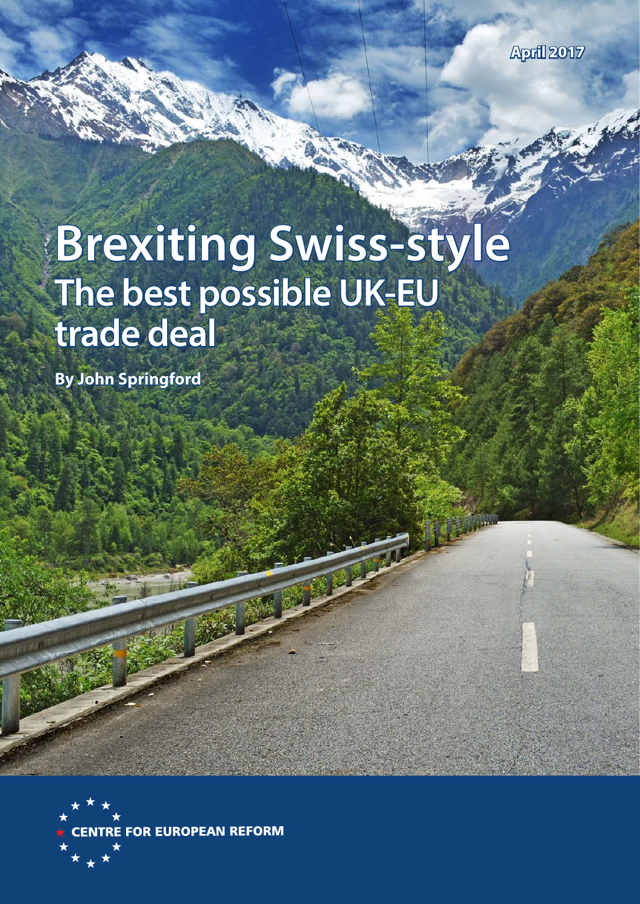April 2017

# Brexiting Swiss-style

## The best possible UK-EU trade deal

**By John Springford**

CENTRE FOR EUROPEAN REFORM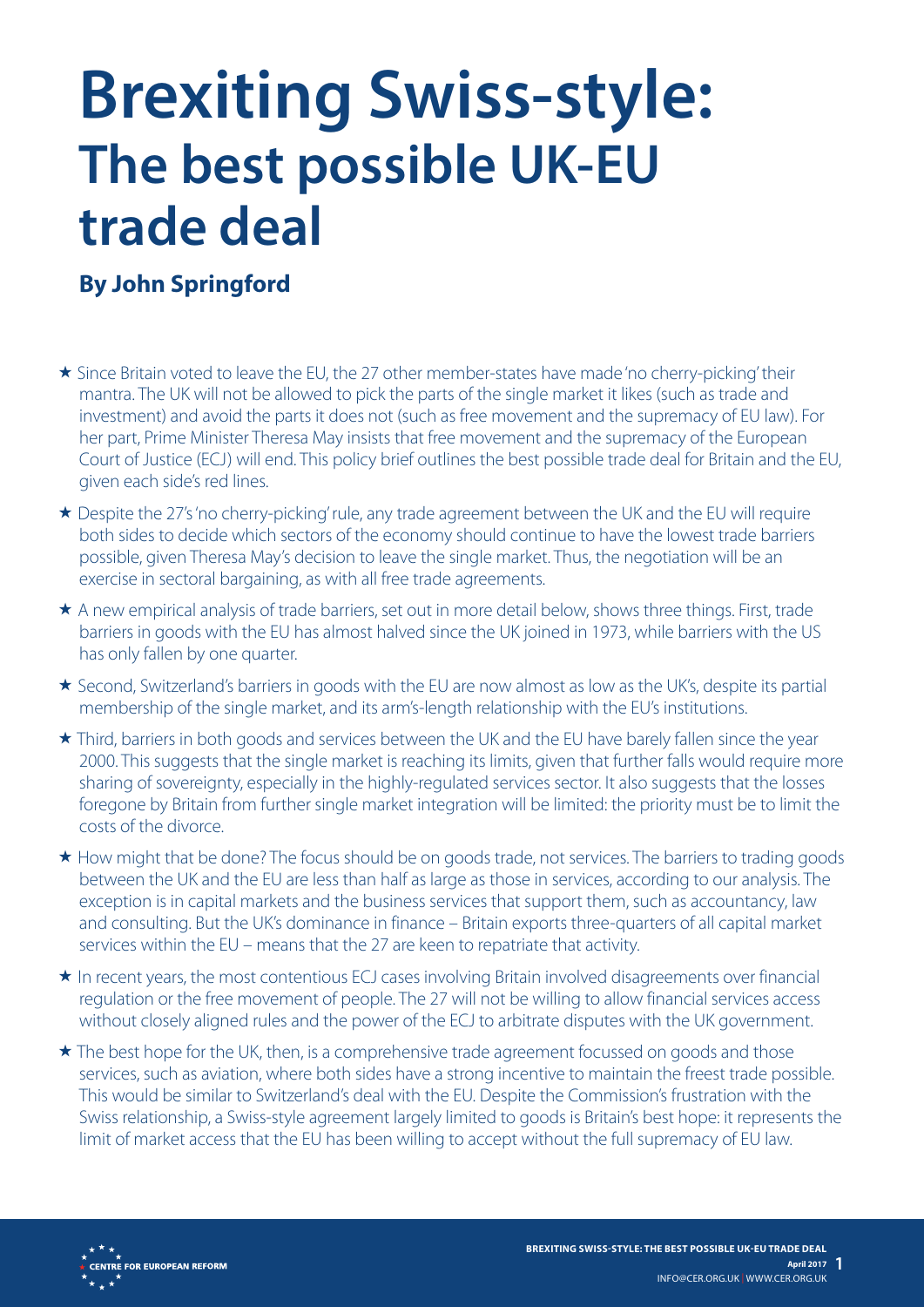# Brexiting Swiss-style: The best possible UK-EU trade deal

## By John Springford

- ★ Since Britain voted to leave the EU, the 27 other member-states have made 'no cherry-picking' their mantra. The UK will not be allowed to pick the parts of the single market it likes (such as trade and investment) and avoid the parts it does not (such as free movement and the supremacy of EU law). For her part, Prime Minister Theresa May insists that free movement and the supremacy of the European Court of Justice (ECJ) will end. This policy brief outlines the best possible trade deal for Britain and the EU, given each side's red lines.
- ★ Despite the 27's 'no cherry-picking' rule, any trade agreement between the UK and the EU will require both sides to decide which sectors of the economy should continue to have the lowest trade barriers possible, given Theresa May's decision to leave the single market. Thus, the negotiation will be an exercise in sectoral bargaining, as with all free trade agreements.
- ★ A new empirical analysis of trade barriers, set out in more detail below, shows three things. First, trade barriers in goods with the EU has almost halved since the UK joined in 1973, while barriers with the US has only fallen by one quarter.
- ★ Second, Switzerland's barriers in goods with the EU are now almost as low as the UK's, despite its partial membership of the single market, and its arm's-length relationship with the EU's institutions.
- ★ Third, barriers in both goods and services between the UK and the EU have barely fallen since the year 2000. This suggests that the single market is reaching its limits, given that further falls would require more sharing of sovereignty, especially in the highly-regulated services sector. It also suggests that the losses foregone by Britain from further single market integration will be limited: the priority must be to limit the costs of the divorce.
- ★ How might that be done? The focus should be on goods trade, not services. The barriers to trading goods between the UK and the EU are less than half as large as those in services, according to our analysis. The exception is in capital markets and the business services that support them, such as accountancy, law and consulting. But the UK's dominance in finance – Britain exports three-quarters of all capital market services within the EU – means that the 27 are keen to repatriate that activity.
- ★ In recent years, the most contentious ECJ cases involving Britain involved disagreements over financial regulation or the free movement of people. The 27 will not be willing to allow financial services access without closely aligned rules and the power of the ECJ to arbitrate disputes with the UK government.
- ★ The best hope for the UK, then, is a comprehensive trade agreement focussed on goods and those services, such as aviation, where both sides have a strong incentive to maintain the freest trade possible. This would be similar to Switzerland's deal with the EU. Despite the Commission's frustration with the Swiss relationship, a Swiss-style agreement largely limited to goods is Britain's best hope: it represents the limit of market access that the EU has been willing to accept without the full supremacy of EU law.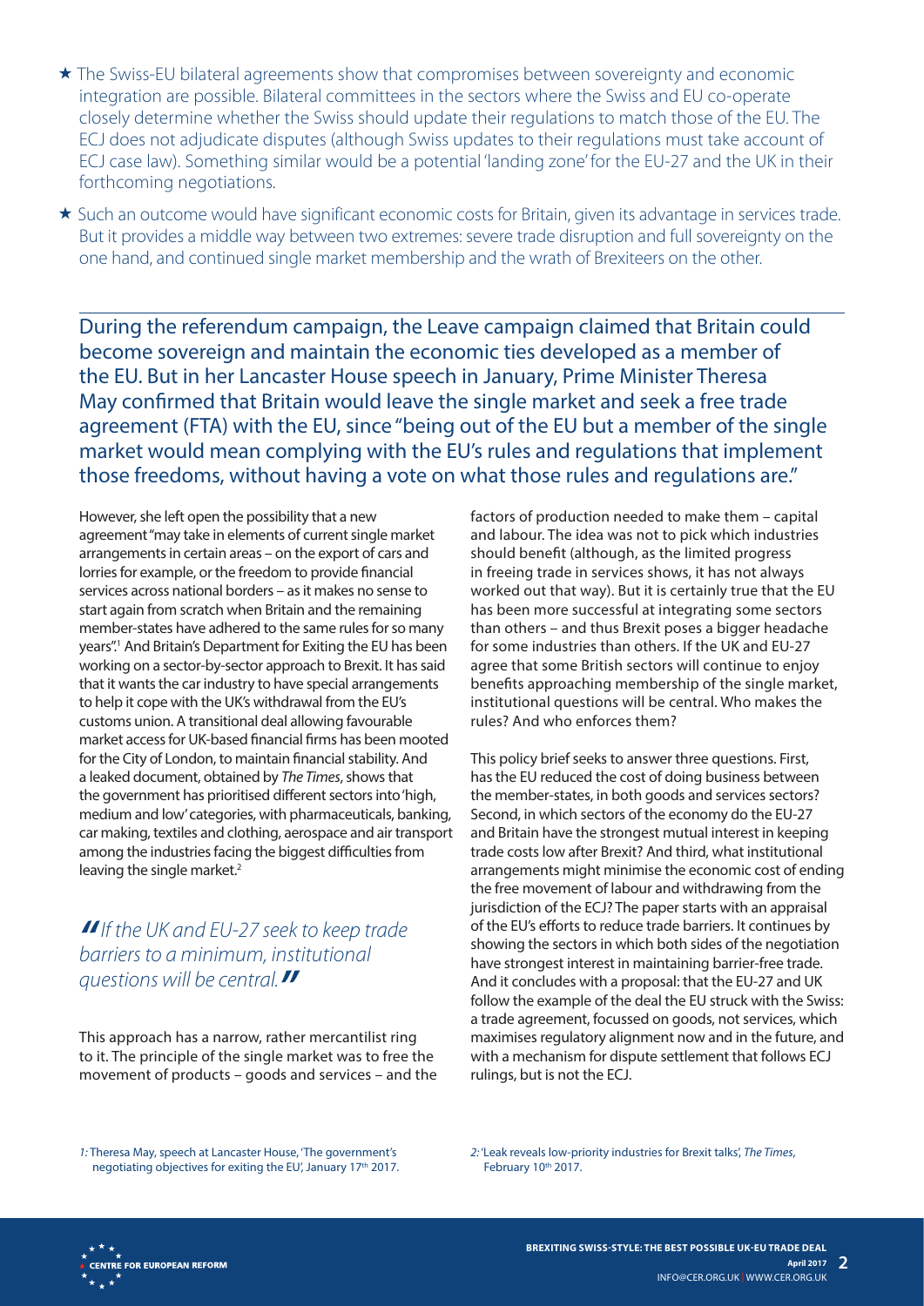- ★ The Swiss-EU bilateral agreements show that compromises between sovereignty and economic integration are possible. Bilateral committees in the sectors where the Swiss and EU co-operate closely determine whether the Swiss should update their regulations to match those of the EU. The ECJ does not adjudicate disputes (although Swiss updates to their regulations must take account of ECJ case law). Something similar would be a potential 'landing zone' for the EU-27 and the UK in their forthcoming negotiations.
- ★ Such an outcome would have significant economic costs for Britain, given its advantage in services trade. But it provides a middle way between two extremes: severe trade disruption and full sovereignty on the one hand, and continued single market membership and the wrath of Brexiteers on the other.

---

During the referendum campaign, the Leave campaign claimed that Britain could become sovereign and maintain the economic ties developed as a member of the EU. But in her Lancaster House speech in January, Prime Minister Theresa May confirmed that Britain would leave the single market and seek a free trade agreement (FTA) with the EU, since "being out of the EU but a member of the single market would mean complying with the EU's rules and regulations that implement those freedoms, without having a vote on what those rules and regulations are."

However, she left open the possibility that a new agreement "may take in elements of current single market arrangements in certain areas – on the export of cars and lorries for example, or the freedom to provide financial services across national borders – as it makes no sense to start again from scratch when Britain and the remaining member-states have adhered to the same rules for so many years".[1] And Britain's Department for Exiting the EU has been working on a sector-by-sector approach to Brexit. It has said that it wants the car industry to have special arrangements to help it cope with the UK's withdrawal from the EU's customs union. A transitional deal allowing favourable market access for UK-based financial firms has been mooted for the City of London, to maintain financial stability. And a leaked document, obtained by *The Times*, shows that the government has prioritised different sectors into 'high, medium and low' categories, with pharmaceuticals, banking, car making, textiles and clothing, aerospace and air transport among the industries facing the biggest difficulties from leaving the single market.[2]

> *"If the UK and EU-27 seek to keep trade barriers to a minimum, institutional questions will be central."*

This approach has a narrow, rather mercantilist ring to it. The principle of the single market was to free the movement of products – goods and services – and the factors of production needed to make them – capital and labour. The idea was not to pick which industries should benefit (although, as the limited progress in freeing trade in services shows, it has not always worked out that way). But it is certainly true that the EU has been more successful at integrating some sectors than others – and thus Brexit poses a bigger headache for some industries than others. If the UK and EU-27 agree that some British sectors will continue to enjoy benefits approaching membership of the single market, institutional questions will be central. Who makes the rules? And who enforces them?

This policy brief seeks to answer three questions. First, has the EU reduced the cost of doing business between the member-states, in both goods and services sectors? Second, in which sectors of the economy do the EU-27 and Britain have the strongest mutual interest in keeping trade costs low after Brexit? And third, what institutional arrangements might minimise the economic cost of ending the free movement of labour and withdrawing from the jurisdiction of the ECJ? The paper starts with an appraisal of the EU's efforts to reduce trade barriers. It continues by showing the sectors in which both sides of the negotiation have strongest interest in maintaining barrier-free trade. And it concludes with a proposal: that the EU-27 and UK follow the example of the deal the EU struck with the Swiss: a trade agreement, focussed on goods, not services, which maximises regulatory alignment now and in the future, and with a mechanism for dispute settlement that follows ECJ rulings, but is not the ECJ.

---

1: Theresa May, speech at Lancaster House, 'The government's negotiating objectives for exiting the EU', January 17th 2017.

2: 'Leak reveals low-priority industries for Brexit talks', *The Times*, February 10th 2017.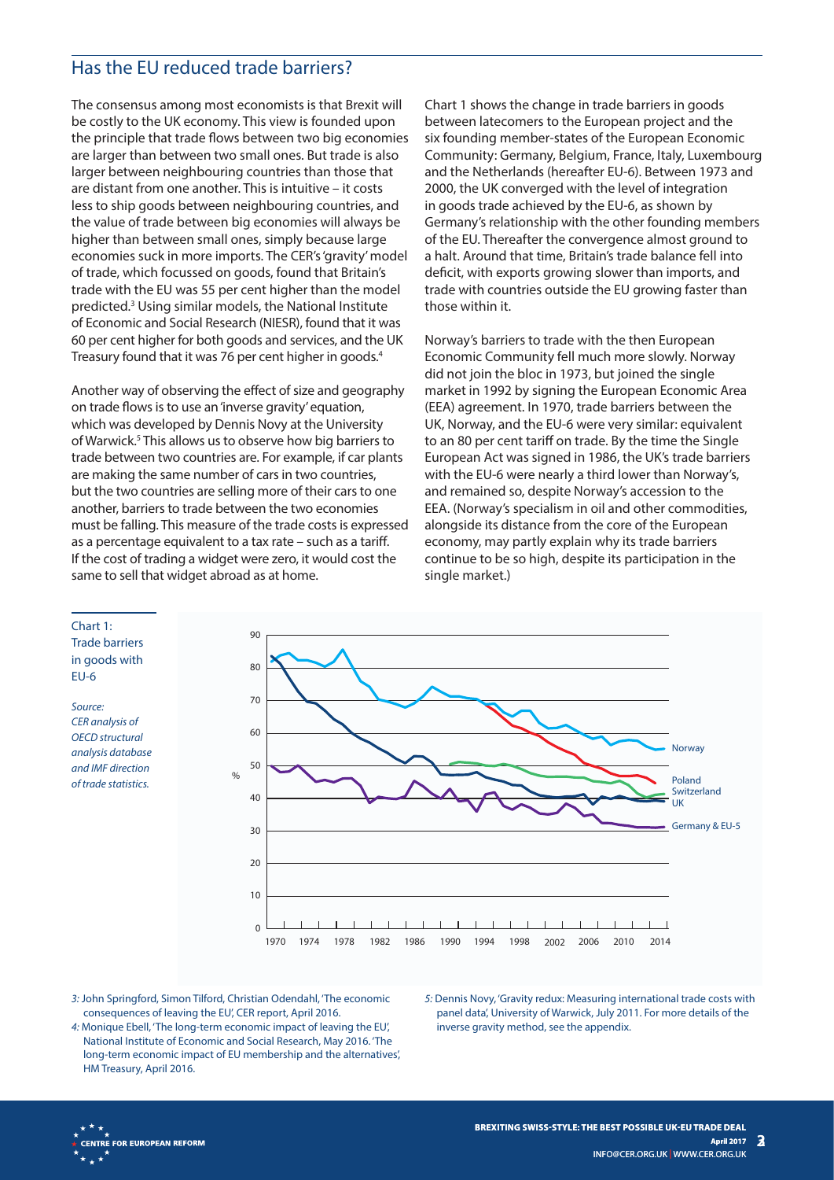## Has the EU reduced trade barriers?

The consensus among most economists is that Brexit will be costly to the UK economy. This view is founded upon the principle that trade flows between two big economies are larger than between two small ones. But trade is also larger between neighbouring countries than those that are distant from one another. This is intuitive – it costs less to ship goods between neighbouring countries, and the value of trade between big economies will always be higher than between small ones, simply because large economies suck in more imports. The CER's 'gravity' model of trade, which focussed on goods, found that Britain's trade with the EU was 55 per cent higher than the model predicted.[3] Using similar models, the National Institute of Economic and Social Research (NIESR), found that it was 60 per cent higher for both goods and services, and the UK Treasury found that it was 76 per cent higher in goods.[4]

Another way of observing the effect of size and geography on trade flows is to use an 'inverse gravity' equation, which was developed by Dennis Novy at the University of Warwick.[5] This allows us to observe how big barriers to trade between two countries are. For example, if car plants are making the same number of cars in two countries, but the two countries are selling more of their cars to one another, barriers to trade between the two economies must be falling. This measure of the trade costs is expressed as a percentage equivalent to a tax rate – such as a tariff. If the cost of trading a widget were zero, it would cost the same to sell that widget abroad as at home.

Chart 1 shows the change in trade barriers in goods between latecomers to the European project and the six founding member-states of the European Economic Community: Germany, Belgium, France, Italy, Luxembourg and the Netherlands (hereafter EU-6). Between 1973 and 2000, the UK converged with the level of integration in goods trade achieved by the EU-6, as shown by Germany's relationship with the other founding members of the EU. Thereafter the convergence almost ground to a halt. Around that time, Britain's trade balance fell into deficit, with exports growing slower than imports, and trade with countries outside the EU growing faster than those within it.

Norway's barriers to trade with the then European Economic Community fell much more slowly. Norway did not join the bloc in 1973, but joined the single market in 1992 by signing the European Economic Area (EEA) agreement. In 1970, trade barriers between the UK, Norway, and the EU-6 were very similar: equivalent to an 80 per cent tariff on trade. By the time the Single European Act was signed in 1986, the UK's trade barriers with the EU-6 were nearly a third lower than Norway's, and remained so, despite Norway's accession to the EEA. (Norway's specialism in oil and other commodities, alongside its distance from the core of the European economy, may partly explain why its trade barriers continue to be so high, despite its participation in the single market.)

Chart 1: Trade barriers in goods with EU-6

*Source: CER analysis of OECD structural analysis database and IMF direction of trade statistics.*

[3] John Springford, Simon Tilford, Christian Odendahl, 'The economic consequences of leaving the EU', CER report, April 2016.

[4] Monique Ebell, 'The long-term economic impact of leaving the EU', National Institute of Economic and Social Research, May 2016. 'The long-term economic impact of EU membership and the alternatives', HM Treasury, April 2016.

[5] Dennis Novy, 'Gravity redux: Measuring international trade costs with panel data', University of Warwick, July 2011. For more details of the inverse gravity method, see the appendix.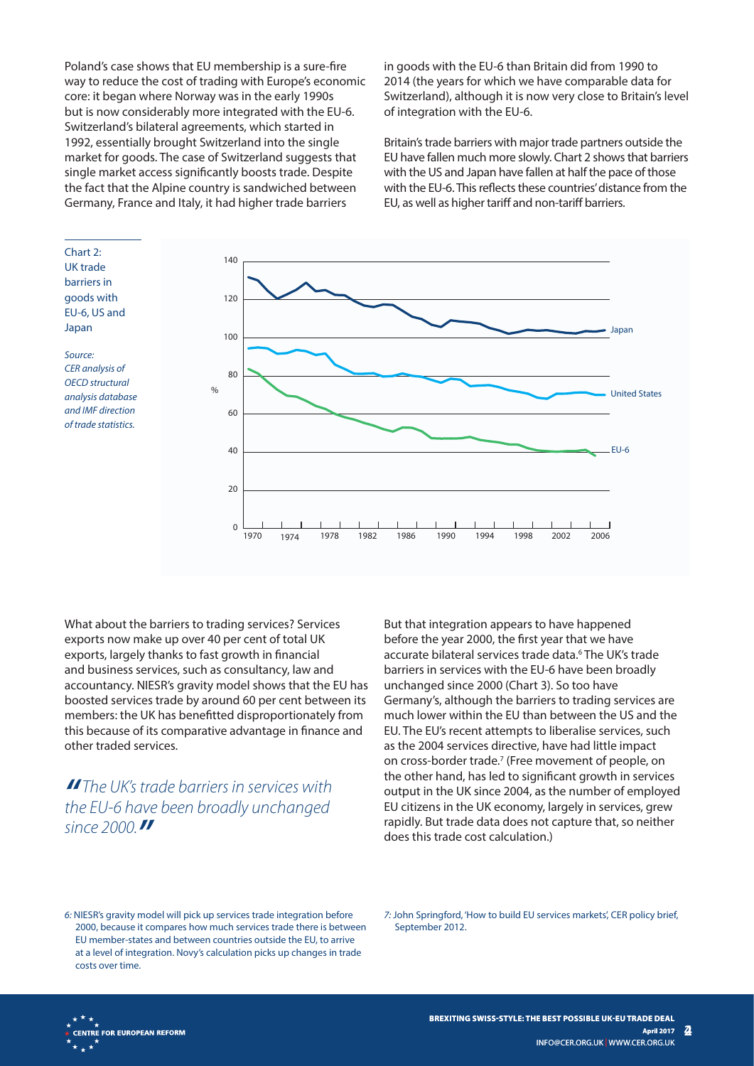Poland's case shows that EU membership is a sure-fire way to reduce the cost of trading with Europe's economic core: it began where Norway was in the early 1990s but is now considerably more integrated with the EU-6. Switzerland's bilateral agreements, which started in 1992, essentially brought Switzerland into the single market for goods. The case of Switzerland suggests that single market access significantly boosts trade. Despite the fact that the Alpine country is sandwiched between Germany, France and Italy, it had higher trade barriers in goods with the EU-6 than Britain did from 1990 to 2014 (the years for which we have comparable data for Switzerland), although it is now very close to Britain's level of integration with the EU-6.

Britain's trade barriers with major trade partners outside the EU have fallen much more slowly. Chart 2 shows that barriers with the US and Japan have fallen at half the pace of those with the EU-6. This reflects these countries' distance from the EU, as well as higher tariff and non-tariff barriers.

Chart 2: UK trade barriers in goods with EU-6, US and Japan

*Source: CER analysis of OECD structural analysis database and IMF direction of trade statistics.*

What about the barriers to trading services? Services exports now make up over 40 per cent of total UK exports, largely thanks to fast growth in financial and business services, such as consultancy, law and accountancy. NIESR's gravity model shows that the EU has boosted services trade by around 60 per cent between its members: the UK has benefitted disproportionately from this because of its comparative advantage in finance and other traded services.

> *"The UK's trade barriers in services with the EU-6 have been broadly unchanged since 2000."*

But that integration appears to have happened before the year 2000, the first year that we have accurate bilateral services trade data.[6] The UK's trade barriers in services with the EU-6 have been broadly unchanged since 2000 (Chart 3). So too have Germany's, although the barriers to trading services are much lower within the EU than between the US and the EU. The EU's recent attempts to liberalise services, such as the 2004 services directive, have had little impact on cross-border trade.[7] (Free movement of people, on the other hand, has led to significant growth in services output in the UK since 2004, as the number of employed EU citizens in the UK economy, largely in services, grew rapidly. But trade data does not capture that, so neither does this trade cost calculation.)

6: NIESR's gravity model will pick up services trade integration before 2000, because it compares how much services trade there is between EU member-states and between countries outside the EU, to arrive at a level of integration. Novy's calculation picks up changes in trade costs over time.

7: John Springford, 'How to build EU services markets', CER policy brief, September 2012.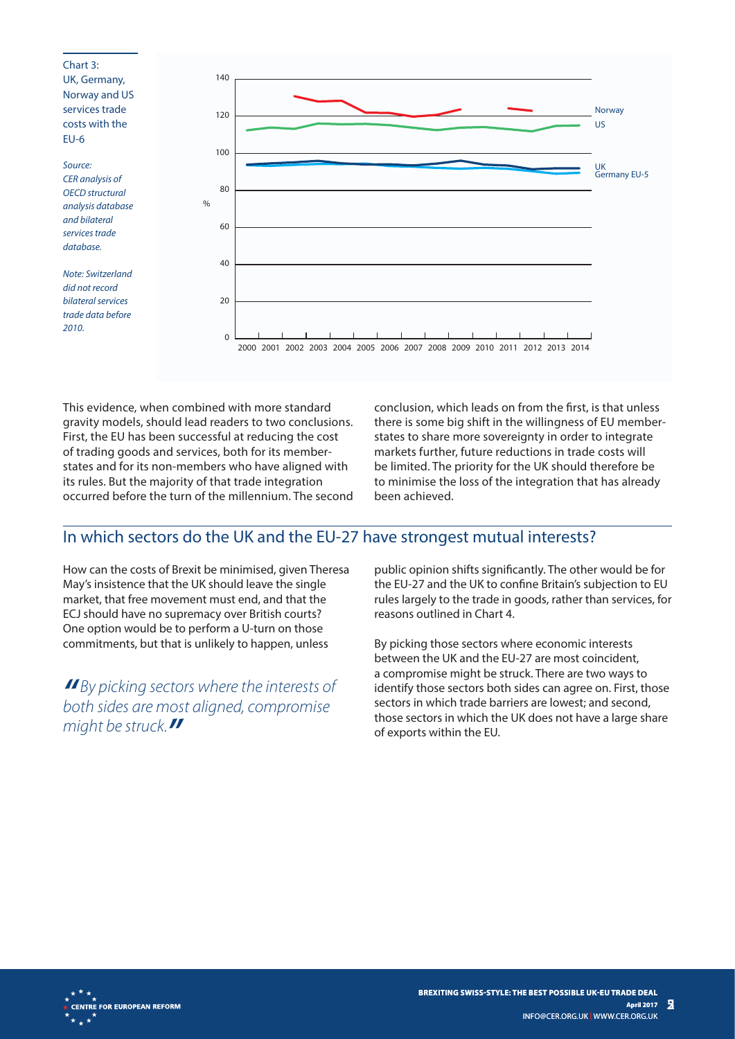Chart 3: UK, Germany, Norway and US services trade costs with the EU-6

*Source: CER analysis of OECD structural analysis database and bilateral services trade database.*

*Note: Switzerland did not record bilateral services trade data before 2010.*

This evidence, when combined with more standard gravity models, should lead readers to two conclusions. First, the EU has been successful at reducing the cost of trading goods and services, both for its member-states and for its non-members who have aligned with its rules. But the majority of that trade integration occurred before the turn of the millennium. The second conclusion, which leads on from the first, is that unless there is some big shift in the willingness of EU member-states to share more sovereignty in order to integrate markets further, future reductions in trade costs will be limited. The priority for the UK should therefore be to minimise the loss of the integration that has already been achieved.

## In which sectors do the UK and the EU-27 have strongest mutual interests?

How can the costs of Brexit be minimised, given Theresa May's insistence that the UK should leave the single market, that free movement must end, and that the ECJ should have no supremacy over British courts? One option would be to perform a U-turn on those commitments, but that is unlikely to happen, unless public opinion shifts significantly. The other would be for the EU-27 and the UK to confine Britain's subjection to EU rules largely to the trade in goods, rather than services, for reasons outlined in Chart 4.

> *"By picking sectors where the interests of both sides are most aligned, compromise might be struck."*

By picking those sectors where economic interests between the UK and the EU-27 are most coincident, a compromise might be struck. There are two ways to identify those sectors both sides can agree on. First, those sectors in which trade barriers are lowest; and second, those sectors in which the UK does not have a large share of exports within the EU.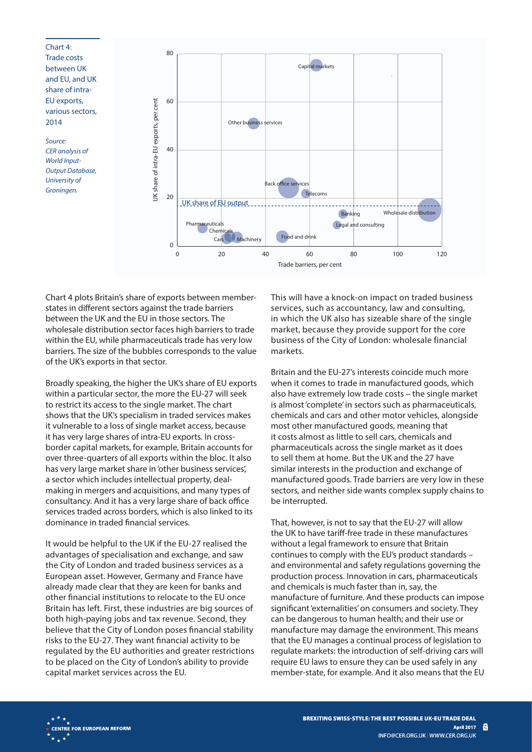Chart 4: Trade costs between UK and EU, and UK share of intra-EU exports, various sectors, 2014

*Source: CER analysis of World Input-Output Database, University of Groningen.*

Chart 4 plots Britain's share of exports between member-states in different sectors against the trade barriers between the UK and the EU in those sectors. The wholesale distribution sector faces high barriers to trade within the EU, while pharmaceuticals trade has very low barriers. The size of the bubbles corresponds to the value of the UK's exports in that sector.

Broadly speaking, the higher the UK's share of EU exports within a particular sector, the more the EU-27 will seek to restrict its access to the single market. The chart shows that the UK's specialism in traded services makes it vulnerable to a loss of single market access, because it has very large shares of intra-EU exports. In cross-border capital markets, for example, Britain accounts for over three-quarters of all exports within the bloc. It also has very large market share in 'other business services', a sector which includes intellectual property, deal-making in mergers and acquisitions, and many types of consultancy. And it has a very large share of back office services traded across borders, which is also linked to its dominance in traded financial services.

It would be helpful to the UK if the EU-27 realised the advantages of specialisation and exchange, and saw the City of London and traded business services as a European asset. However, Germany and France have already made clear that they are keen for banks and other financial institutions to relocate to the EU once Britain has left. First, these industries are big sources of both high-paying jobs and tax revenue. Second, they believe that the City of London poses financial stability risks to the EU-27. They want financial activity to be regulated by the EU authorities and greater restrictions to be placed on the City of London's ability to provide capital market services across the EU.

This will have a knock-on impact on traded business services, such as accountancy, law and consulting, in which the UK also has sizeable share of the single market, because they provide support for the core business of the City of London: wholesale financial markets.

Britain and the EU-27's interests coincide much more when it comes to trade in manufactured goods, which also have extremely low trade costs – the single market is almost 'complete' in sectors such as pharmaceuticals, chemicals and cars and other motor vehicles, alongside most other manufactured goods, meaning that it costs almost as little to sell cars, chemicals and pharmaceuticals across the single market as it does to sell them at home. But the UK and the 27 have similar interests in the production and exchange of manufactured goods. Trade barriers are very low in these sectors, and neither side wants complex supply chains to be interrupted.

That, however, is not to say that the EU-27 will allow the UK to have tariff-free trade in these manufactures without a legal framework to ensure that Britain continues to comply with the EU's product standards – and environmental and safety regulations governing the production process. Innovation in cars, pharmaceuticals and chemicals is much faster than in, say, the manufacture of furniture. And these products can impose significant 'externalities' on consumers and society. They can be dangerous to human health; and their use or manufacture may damage the environment. This means that the EU manages a continual process of legislation to regulate markets: the introduction of self-driving cars will require EU laws to ensure they can be used safely in any member-state, for example. And it also means that the EU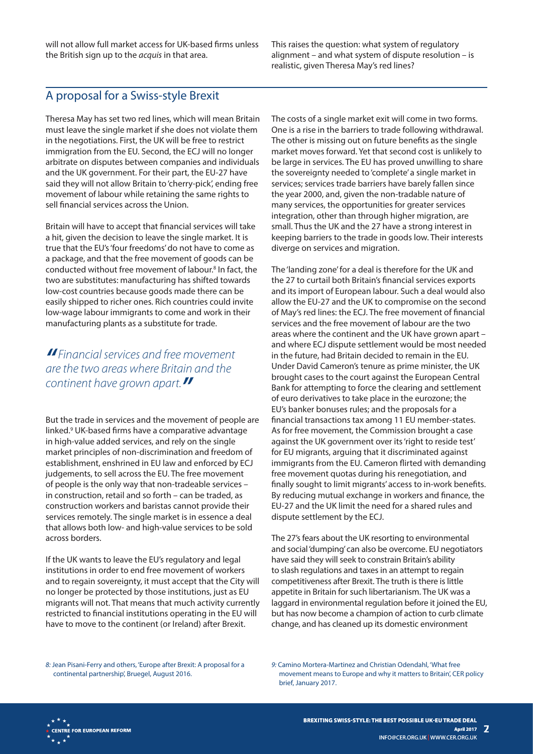will not allow full market access for UK-based firms unless the British sign up to the *acquis* in that area.

This raises the question: what system of regulatory alignment – and what system of dispute resolution – is realistic, given Theresa May's red lines?

## A proposal for a Swiss-style Brexit

Theresa May has set two red lines, which will mean Britain must leave the single market if she does not violate them in the negotiations. First, the UK will be free to restrict immigration from the EU. Second, the ECJ will no longer arbitrate on disputes between companies and individuals and the UK government. For their part, the EU-27 have said they will not allow Britain to 'cherry-pick', ending free movement of labour while retaining the same rights to sell financial services across the Union.

Britain will have to accept that financial services will take a hit, given the decision to leave the single market. It is true that the EU's 'four freedoms' do not have to come as a package, and that the free movement of goods can be conducted without free movement of labour.[8] In fact, the two are substitutes: manufacturing has shifted towards low-cost countries because goods made there can be easily shipped to richer ones. Rich countries could invite low-wage labour immigrants to come and work in their manufacturing plants as a substitute for trade.

> *"Financial services and free movement are the two areas where Britain and the continent have grown apart."*

But the trade in services and the movement of people are linked.[9] UK-based firms have a comparative advantage in high-value added services, and rely on the single market principles of non-discrimination and freedom of establishment, enshrined in EU law and enforced by ECJ judgements, to sell across the EU. The free movement of people is the only way that non-tradeable services – in construction, retail and so forth – can be traded, as construction workers and baristas cannot provide their services remotely. The single market is in essence a deal that allows both low- and high-value services to be sold across borders.

If the UK wants to leave the EU's regulatory and legal institutions in order to end free movement of workers and to regain sovereignty, it must accept that the City will no longer be protected by those institutions, just as EU migrants will not. That means that much activity currently restricted to financial institutions operating in the EU will have to move to the continent (or Ireland) after Brexit.

The costs of a single market exit will come in two forms. One is a rise in the barriers to trade following withdrawal. The other is missing out on future benefits as the single market moves forward. Yet that second cost is unlikely to be large in services. The EU has proved unwilling to share the sovereignty needed to 'complete' a single market in services; services trade barriers have barely fallen since the year 2000, and, given the non-tradable nature of many services, the opportunities for greater services integration, other than through higher migration, are small. Thus the UK and the 27 have a strong interest in keeping barriers to the trade in goods low. Their interests diverge on services and migration.

The 'landing zone' for a deal is therefore for the UK and the 27 to curtail both Britain's financial services exports and its import of European labour. Such a deal would also allow the EU-27 and the UK to compromise on the second of May's red lines: the ECJ. The free movement of financial services and the free movement of labour are the two areas where the continent and the UK have grown apart – and where ECJ dispute settlement would be most needed in the future, had Britain decided to remain in the EU. Under David Cameron's tenure as prime minister, the UK brought cases to the court against the European Central Bank for attempting to force the clearing and settlement of euro derivatives to take place in the eurozone; the EU's banker bonuses rules; and the proposals for a financial transactions tax among 11 EU member-states. As for free movement, the Commission brought a case against the UK government over its 'right to reside test' for EU migrants, arguing that it discriminated against immigrants from the EU. Cameron flirted with demanding free movement quotas during his renegotiation, and finally sought to limit migrants' access to in-work benefits. By reducing mutual exchange in workers and finance, the EU-27 and the UK limit the need for a shared rules and dispute settlement by the ECJ.

The 27's fears about the UK resorting to environmental and social 'dumping' can also be overcome. EU negotiators have said they will seek to constrain Britain's ability to slash regulations and taxes in an attempt to regain competitiveness after Brexit. The truth is there is little appetite in Britain for such libertarianism. The UK was a laggard in environmental regulation before it joined the EU, but has now become a champion of action to curb climate change, and has cleaned up its domestic environment

*8:* Jean Pisani-Ferry and others, 'Europe after Brexit: A proposal for a continental partnership', Bruegel, August 2016.

*9:* Camino Mortera-Martinez and Christian Odendahl, 'What free movement means to Europe and why it matters to Britain', CER policy brief, January 2017.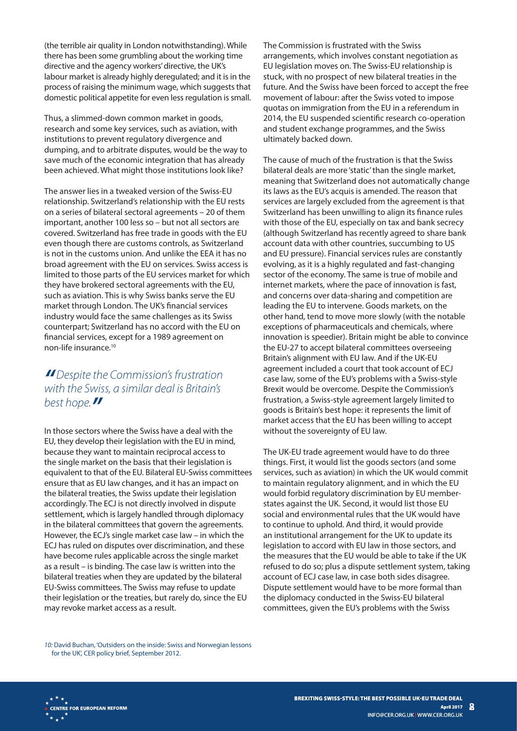(the terrible air quality in London notwithstanding). While there has been some grumbling about the working time directive and the agency workers' directive, the UK's labour market is already highly deregulated; and it is in the process of raising the minimum wage, which suggests that domestic political appetite for even less regulation is small.

Thus, a slimmed-down common market in goods, research and some key services, such as aviation, with institutions to prevent regulatory divergence and dumping, and to arbitrate disputes, would be the way to save much of the economic integration that has already been achieved. What might those institutions look like?

The answer lies in a tweaked version of the Swiss-EU relationship. Switzerland's relationship with the EU rests on a series of bilateral sectoral agreements – 20 of them important, another 100 less so – but not all sectors are covered. Switzerland has free trade in goods with the EU even though there are customs controls, as Switzerland is not in the customs union. And unlike the EEA it has no broad agreement with the EU on services. Swiss access is limited to those parts of the EU services market for which they have brokered sectoral agreements with the EU, such as aviation. This is why Swiss banks serve the EU market through London. The UK's financial services industry would face the same challenges as its Swiss counterpart; Switzerland has no accord with the EU on financial services, except for a 1989 agreement on non-life insurance.[10]

> *"Despite the Commission's frustration with the Swiss, a similar deal is Britain's best hope."*

In those sectors where the Swiss have a deal with the EU, they develop their legislation with the EU in mind, because they want to maintain reciprocal access to the single market on the basis that their legislation is equivalent to that of the EU. Bilateral EU-Swiss committees ensure that as EU law changes, and it has an impact on the bilateral treaties, the Swiss update their legislation accordingly. The ECJ is not directly involved in dispute settlement, which is largely handled through diplomacy in the bilateral committees that govern the agreements. However, the ECJ's single market case law – in which the ECJ has ruled on disputes over discrimination, and these have become rules applicable across the single market as a result – is binding. The case law is written into the bilateral treaties when they are updated by the bilateral EU-Swiss committees. The Swiss may refuse to update their legislation or the treaties, but rarely do, since the EU may revoke market access as a result.

The Commission is frustrated with the Swiss arrangements, which involves constant negotiation as EU legislation moves on. The Swiss-EU relationship is stuck, with no prospect of new bilateral treaties in the future. And the Swiss have been forced to accept the free movement of labour: after the Swiss voted to impose quotas on immigration from the EU in a referendum in 2014, the EU suspended scientific research co-operation and student exchange programmes, and the Swiss ultimately backed down.

The cause of much of the frustration is that the Swiss bilateral deals are more 'static' than the single market, meaning that Switzerland does not automatically change its laws as the EU's acquis is amended. The reason that services are largely excluded from the agreement is that Switzerland has been unwilling to align its finance rules with those of the EU, especially on tax and bank secrecy (although Switzerland has recently agreed to share bank account data with other countries, succumbing to US and EU pressure). Financial services rules are constantly evolving, as it is a highly regulated and fast-changing sector of the economy. The same is true of mobile and internet markets, where the pace of innovation is fast, and concerns over data-sharing and competition are leading the EU to intervene. Goods markets, on the other hand, tend to move more slowly (with the notable exceptions of pharmaceuticals and chemicals, where innovation is speedier). Britain might be able to convince the EU-27 to accept bilateral committees overseeing Britain's alignment with EU law. And if the UK-EU agreement included a court that took account of ECJ case law, some of the EU's problems with a Swiss-style Brexit would be overcome. Despite the Commission's frustration, a Swiss-style agreement largely limited to goods is Britain's best hope: it represents the limit of market access that the EU has been willing to accept without the sovereignty of EU law.

The UK-EU trade agreement would have to do three things. First, it would list the goods sectors (and some services, such as aviation) in which the UK would commit to maintain regulatory alignment, and in which the EU would forbid regulatory discrimination by EU member-states against the UK. Second, it would list those EU social and environmental rules that the UK would have to continue to uphold. And third, it would provide an institutional arrangement for the UK to update its legislation to accord with EU law in those sectors, and the measures that the EU would be able to take if the UK refused to do so; plus a dispute settlement system, taking account of ECJ case law, in case both sides disagree. Dispute settlement would have to be more formal than the diplomacy conducted in the Swiss-EU bilateral committees, given the EU's problems with the Swiss

*10:* David Buchan, 'Outsiders on the inside: Swiss and Norwegian lessons for the UK', CER policy brief, September 2012.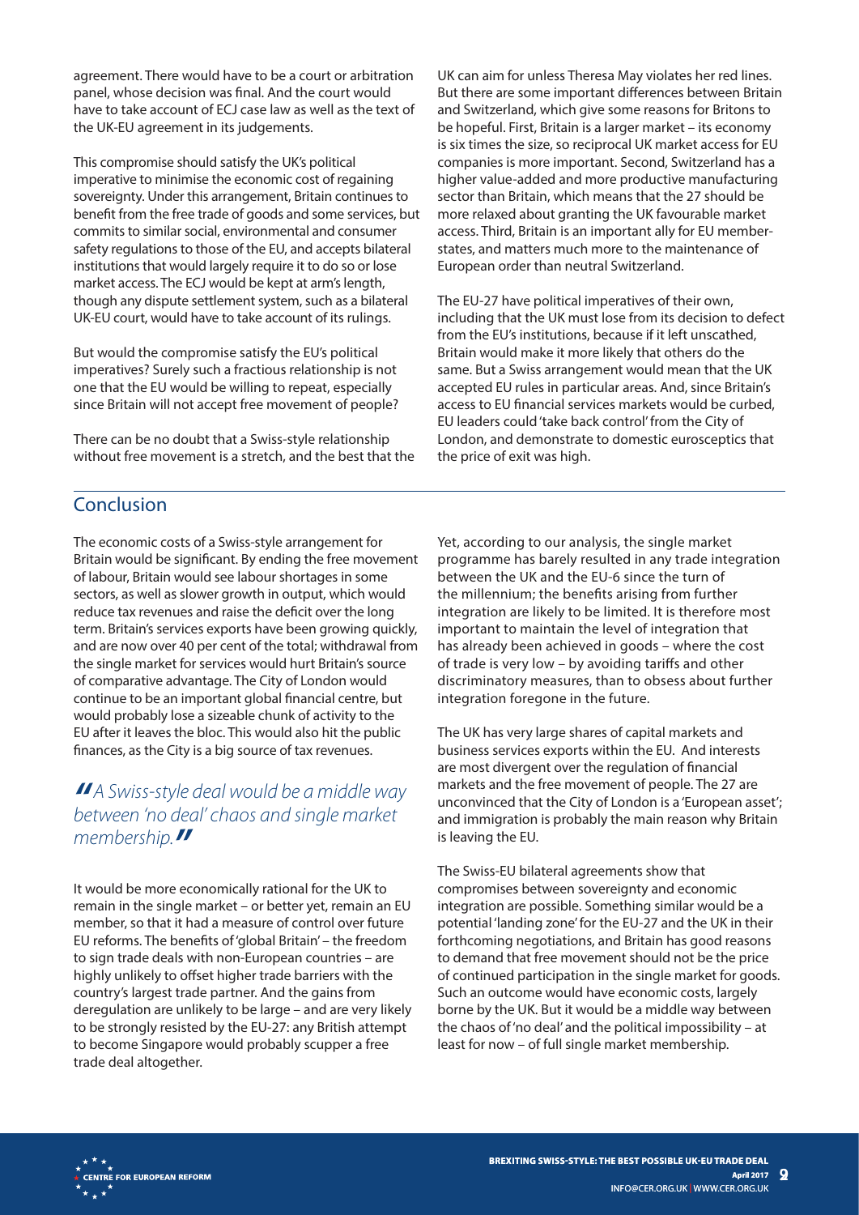agreement. There would have to be a court or arbitration panel, whose decision was final. And the court would have to take account of ECJ case law as well as the text of the UK-EU agreement in its judgements.

This compromise should satisfy the UK's political imperative to minimise the economic cost of regaining sovereignty. Under this arrangement, Britain continues to benefit from the free trade of goods and some services, but commits to similar social, environmental and consumer safety regulations to those of the EU, and accepts bilateral institutions that would largely require it to do so or lose market access. The ECJ would be kept at arm's length, though any dispute settlement system, such as a bilateral UK-EU court, would have to take account of its rulings.

But would the compromise satisfy the EU's political imperatives? Surely such a fractious relationship is not one that the EU would be willing to repeat, especially since Britain will not accept free movement of people?

There can be no doubt that a Swiss-style relationship without free movement is a stretch, and the best that the UK can aim for unless Theresa May violates her red lines. But there are some important differences between Britain and Switzerland, which give some reasons for Britons to be hopeful. First, Britain is a larger market – its economy is six times the size, so reciprocal UK market access for EU companies is more important. Second, Switzerland has a higher value-added and more productive manufacturing sector than Britain, which means that the 27 should be more relaxed about granting the UK favourable market access. Third, Britain is an important ally for EU member-states, and matters much more to the maintenance of European order than neutral Switzerland.

The EU-27 have political imperatives of their own, including that the UK must lose from its decision to defect from the EU's institutions, because if it left unscathed, Britain would make it more likely that others do the same. But a Swiss arrangement would mean that the UK accepted EU rules in particular areas. And, since Britain's access to EU financial services markets would be curbed, EU leaders could 'take back control' from the City of London, and demonstrate to domestic eurosceptics that the price of exit was high.

## Conclusion

The economic costs of a Swiss-style arrangement for Britain would be significant. By ending the free movement of labour, Britain would see labour shortages in some sectors, as well as slower growth in output, which would reduce tax revenues and raise the deficit over the long term. Britain's services exports have been growing quickly, and are now over 40 per cent of the total; withdrawal from the single market for services would hurt Britain's source of comparative advantage. The City of London would continue to be an important global financial centre, but would probably lose a sizeable chunk of activity to the EU after it leaves the bloc. This would also hit the public finances, as the City is a big source of tax revenues.

> *"A Swiss-style deal would be a middle way between 'no deal' chaos and single market membership."*

It would be more economically rational for the UK to remain in the single market – or better yet, remain an EU member, so that it had a measure of control over future EU reforms. The benefits of 'global Britain' – the freedom to sign trade deals with non-European countries – are highly unlikely to offset higher trade barriers with the country's largest trade partner. And the gains from deregulation are unlikely to be large – and are very likely to be strongly resisted by the EU-27: any British attempt to become Singapore would probably scupper a free trade deal altogether.

Yet, according to our analysis, the single market programme has barely resulted in any trade integration between the UK and the EU-6 since the turn of the millennium; the benefits arising from further integration are likely to be limited. It is therefore most important to maintain the level of integration that has already been achieved in goods – where the cost of trade is very low – by avoiding tariffs and other discriminatory measures, than to obsess about further integration foregone in the future.

The UK has very large shares of capital markets and business services exports within the EU. And interests are most divergent over the regulation of financial markets and the free movement of people. The 27 are unconvinced that the City of London is a 'European asset'; and immigration is probably the main reason why Britain is leaving the EU.

The Swiss-EU bilateral agreements show that compromises between sovereignty and economic integration are possible. Something similar would be a potential 'landing zone' for the EU-27 and the UK in their forthcoming negotiations, and Britain has good reasons to demand that free movement should not be the price of continued participation in the single market for goods. Such an outcome would have economic costs, largely borne by the UK. But it would be a middle way between the chaos of 'no deal' and the political impossibility – at least for now – of full single market membership.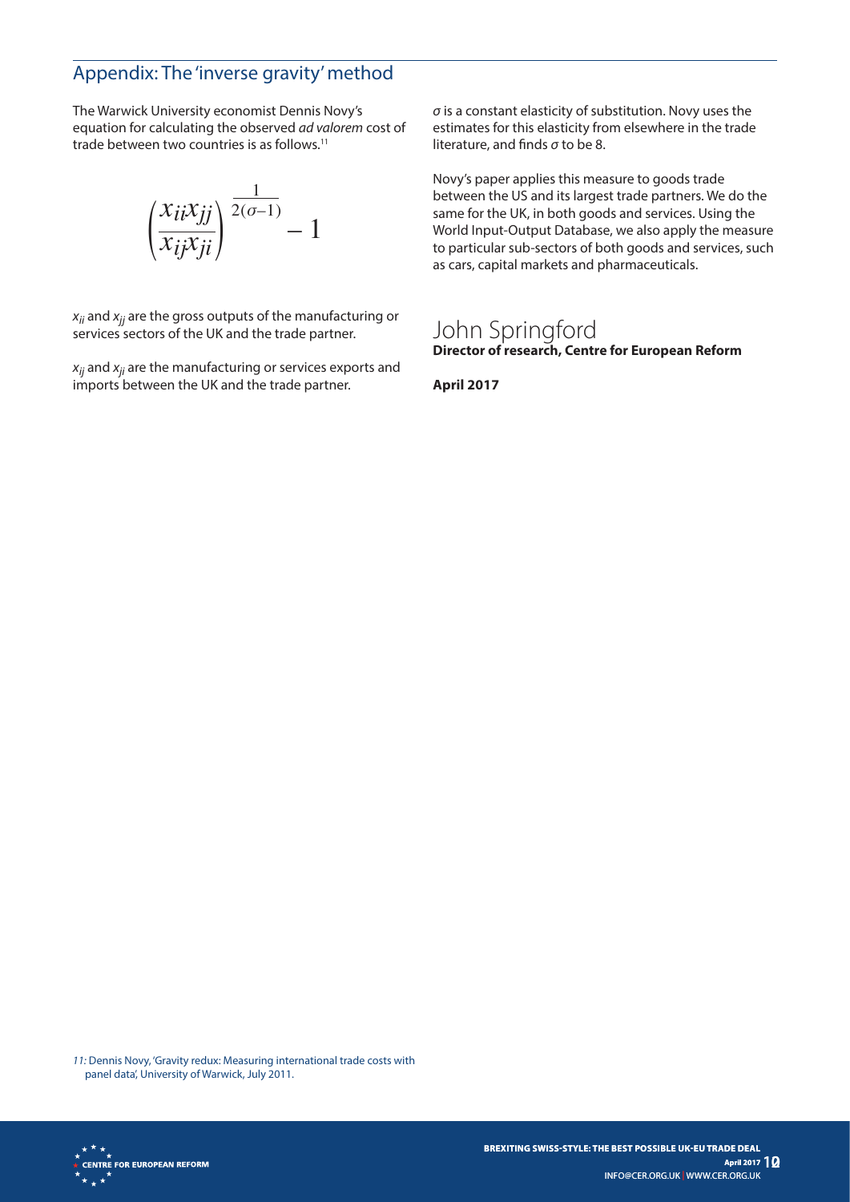## Appendix: The 'inverse gravity' method

The Warwick University economist Dennis Novy's equation for calculating the observed *ad valorem* cost of trade between two countries is as follows.[11]

$$\left(\frac{x_{ii}x_{jj}}{x_{ij}x_{ji}}\right)^{\frac{1}{2(\sigma-1)}} - 1$$

$x_{ii}$ and $x_{jj}$ are the gross outputs of the manufacturing or services sectors of the UK and the trade partner.

$x_{ij}$ and $x_{ji}$ are the manufacturing or services exports and imports between the UK and the trade partner.

$\sigma$ is a constant elasticity of substitution. Novy uses the estimates for this elasticity from elsewhere in the trade literature, and finds $\sigma$ to be 8.

Novy's paper applies this measure to goods trade between the US and its largest trade partners. We do the same for the UK, in both goods and services. Using the World Input-Output Database, we also apply the measure to particular sub-sectors of both goods and services, such as cars, capital markets and pharmaceuticals.

John Springford
**Director of research, Centre for European Reform**

**April 2017**

*11:* Dennis Novy, 'Gravity redux: Measuring international trade costs with panel data', University of Warwick, July 2011.